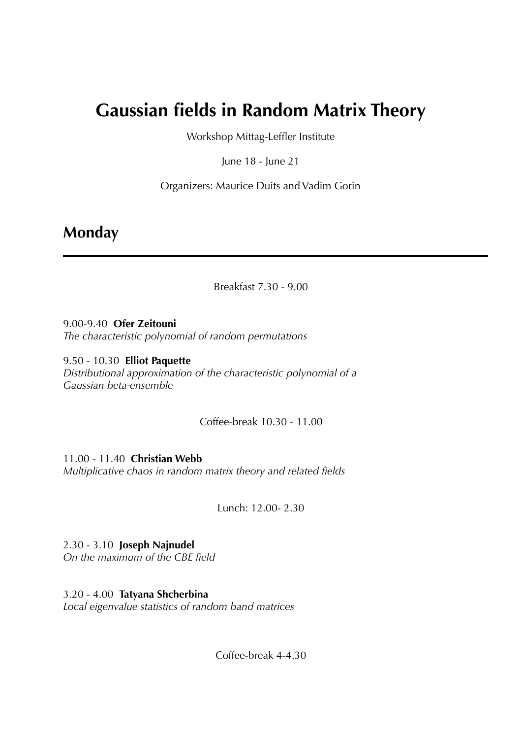# Gaussian fields in Random Matrix Theory

Workshop Mittag-Leffler Institute

June 18 - June 21

Organizers: Maurice Duits and Vadim Gorin

## Monday

---

Breakfast 7.30 - 9.00

9.00-9.40 **Ofer Zeitouni**
*The characteristic polynomial of random permutations*

9.50 - 10.30 **Elliot Paquette**
*Distributional approximation of the characteristic polynomial of a Gaussian beta-ensemble*

Coffee-break 10.30 - 11.00

11.00 - 11.40 **Christian Webb**
*Multiplicative chaos in random matrix theory and related fields*

Lunch: 12.00- 2.30

2.30 - 3.10 **Joseph Najnudel**
*On the maximum of the CBE field*

3.20 - 4.00 **Tatyana Shcherbina**
*Local eigenvalue statistics of random band matrices*

Coffee-break 4-4.30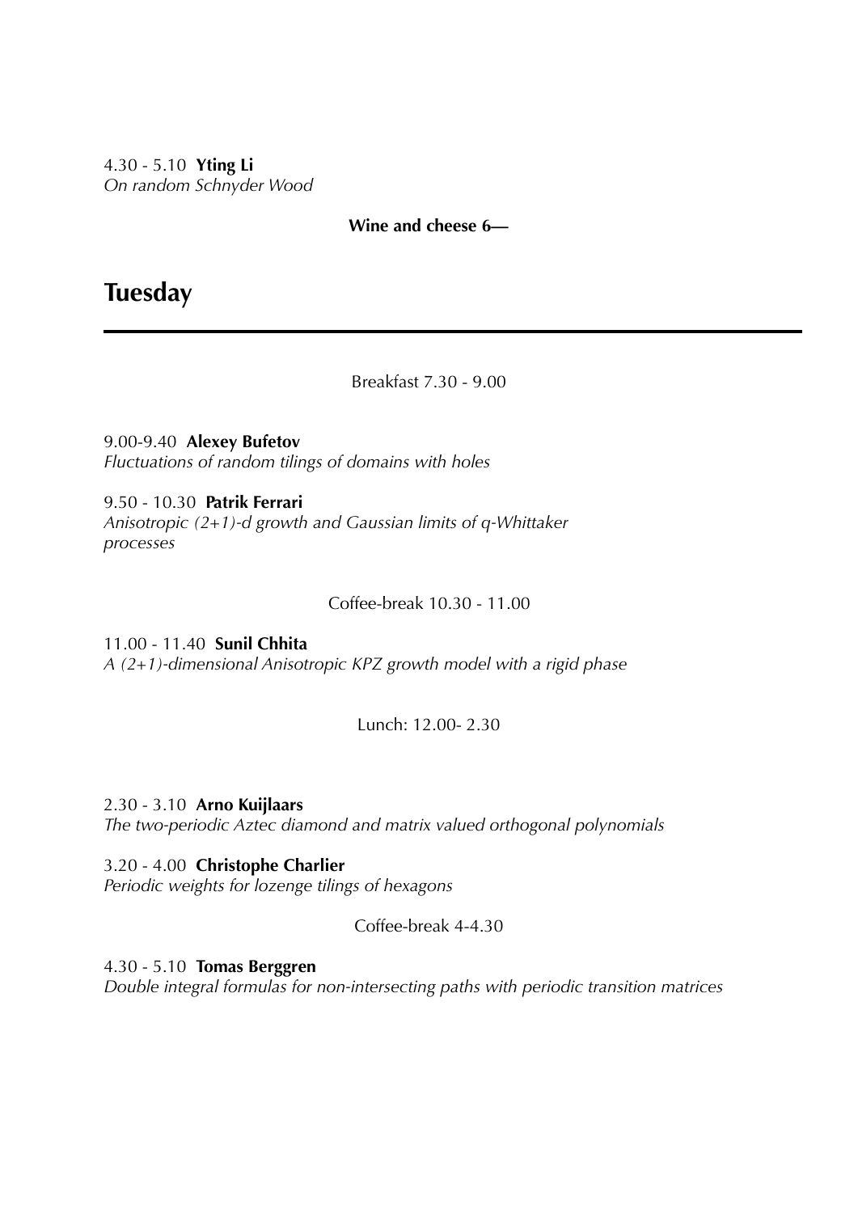4.30 - 5.10 **Yting Li**
*On random Schnyder Wood*

**Wine and cheese 6—**

## Tuesday

---

Breakfast 7.30 - 9.00

9.00-9.40 **Alexey Bufetov**
*Fluctuations of random tilings of domains with holes*

9.50 - 10.30 **Patrik Ferrari**
*Anisotropic (2+1)-d growth and Gaussian limits of q-Whittaker processes*

Coffee-break 10.30 - 11.00

11.00 - 11.40 **Sunil Chhita**
*A (2+1)-dimensional Anisotropic KPZ growth model with a rigid phase*

Lunch: 12.00- 2.30

2.30 - 3.10 **Arno Kuijlaars**
*The two-periodic Aztec diamond and matrix valued orthogonal polynomials*

3.20 - 4.00 **Christophe Charlier**
*Periodic weights for lozenge tilings of hexagons*

Coffee-break 4-4.30

4.30 - 5.10 **Tomas Berggren**
*Double integral formulas for non-intersecting paths with periodic transition matrices*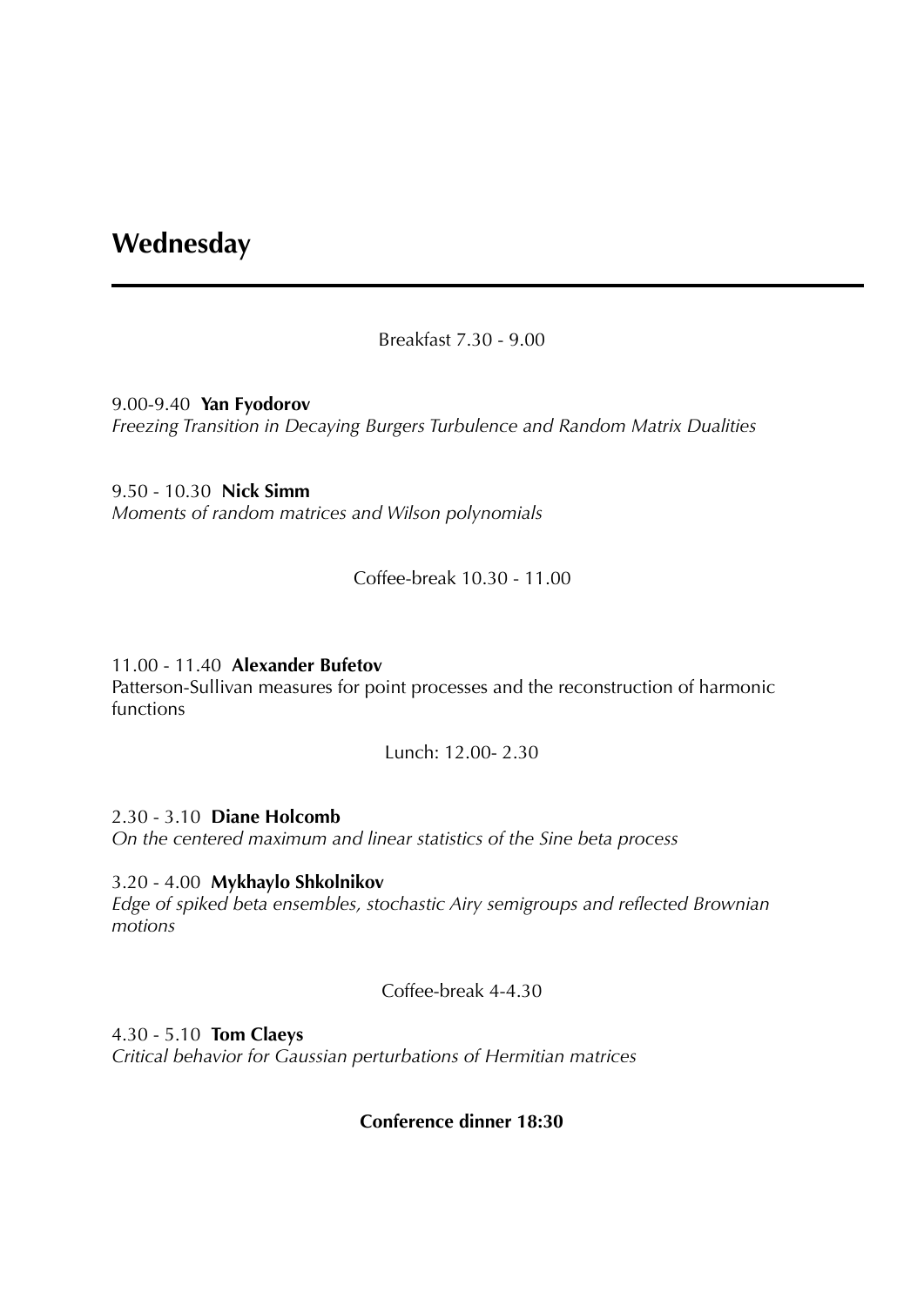## Wednesday

Breakfast 7.30 - 9.00

9.00-9.40 **Yan Fyodorov**
*Freezing Transition in Decaying Burgers Turbulence and Random Matrix Dualities*

9.50 - 10.30 **Nick Simm**
*Moments of random matrices and Wilson polynomials*

Coffee-break 10.30 - 11.00

11.00 - 11.40 **Alexander Bufetov**
Patterson-Sullivan measures for point processes and the reconstruction of harmonic functions

Lunch: 12.00- 2.30

2.30 - 3.10 **Diane Holcomb**
*On the centered maximum and linear statistics of the Sine beta process*

3.20 - 4.00 **Mykhaylo Shkolnikov**
*Edge of spiked beta ensembles, stochastic Airy semigroups and reflected Brownian motions*

Coffee-break 4-4.30

4.30 - 5.10 **Tom Claeys**
*Critical behavior for Gaussian perturbations of Hermitian matrices*

**Conference dinner 18:30**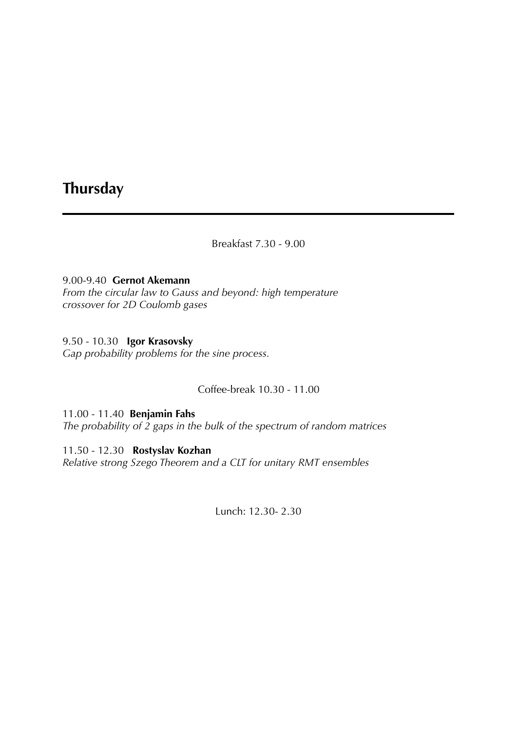# Thursday

---

Breakfast 7.30 - 9.00

9.00-9.40 **Gernot Akemann**
*From the circular law to Gauss and beyond: high temperature crossover for 2D Coulomb gases*

9.50 - 10.30 **Igor Krasovsky**
*Gap probability problems for the sine process.*

Coffee-break 10.30 - 11.00

11.00 - 11.40 **Benjamin Fahs**
*The probability of 2 gaps in the bulk of the spectrum of random matrices*

11.50 - 12.30 **Rostyslav Kozhan**
*Relative strong Szego Theorem and a CLT for unitary RMT ensembles*

Lunch: 12.30- 2.30